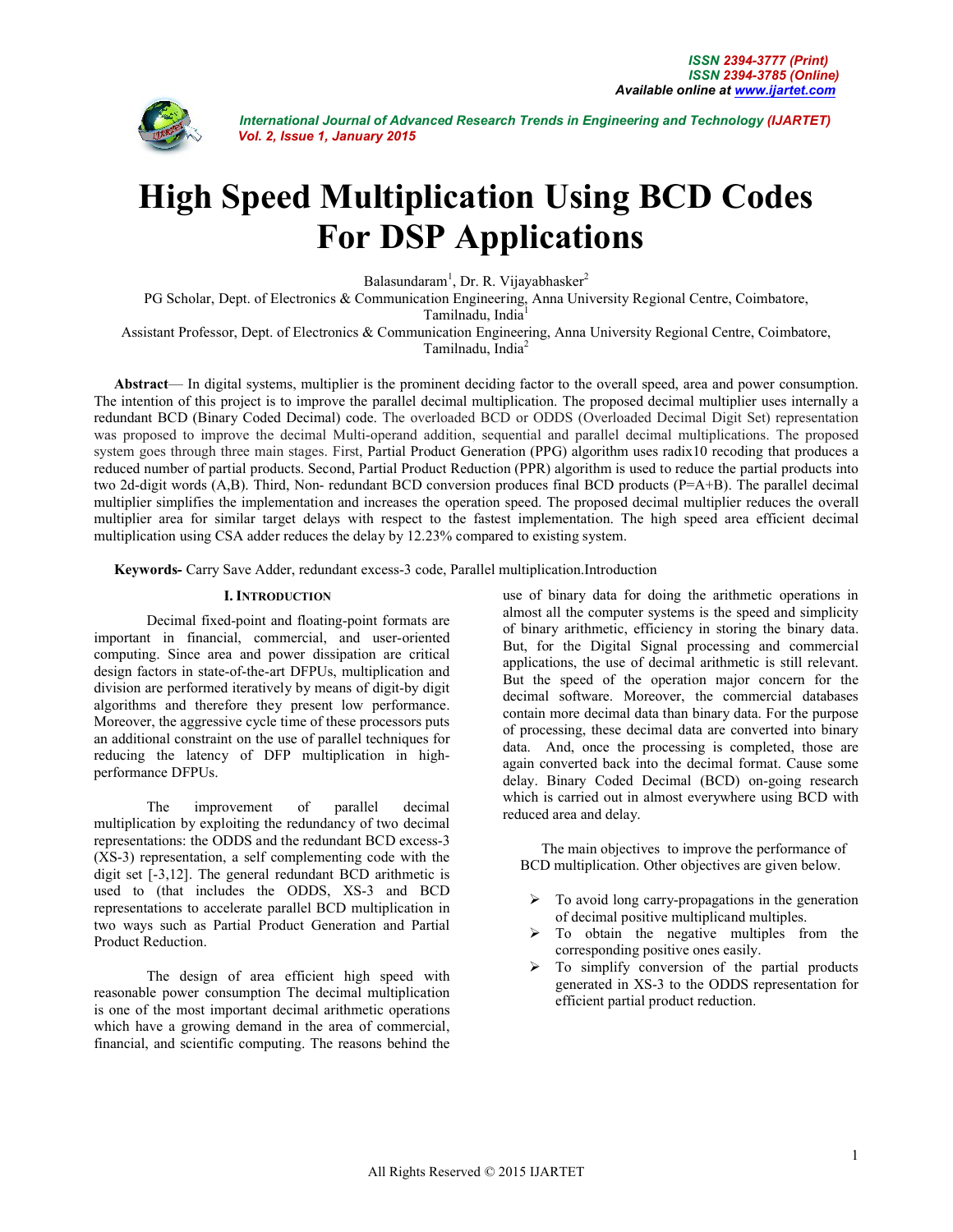# High Speed Multiplication Using BCD Codes For DSP Applications

Balasundaram[1], Dr. R. Vijayabhasker[2]

PG Scholar, Dept. of Electronics & Communication Engineering, Anna University Regional Centre, Coimbatore, Tamilnadu, India[1]

Assistant Professor, Dept. of Electronics & Communication Engineering, Anna University Regional Centre, Coimbatore, Tamilnadu, India[2]

**Abstract**— In digital systems, multiplier is the prominent deciding factor to the overall speed, area and power consumption. The intention of this project is to improve the parallel decimal multiplication. The proposed decimal multiplier uses internally a redundant BCD (Binary Coded Decimal) code. The overloaded BCD or ODDS (Overloaded Decimal Digit Set) representation was proposed to improve the decimal Multi-operand addition, sequential and parallel decimal multiplications. The proposed system goes through three main stages. First, Partial Product Generation (PPG) algorithm uses radix10 recoding that produces a reduced number of partial products. Second, Partial Product Reduction (PPR) algorithm is used to reduce the partial products into two 2d-digit words (A,B). Third, Non- redundant BCD conversion produces final BCD products (P=A+B). The parallel decimal multiplier simplifies the implementation and increases the operation speed. The proposed decimal multiplier reduces the overall multiplier area for similar target delays with respect to the fastest implementation. The high speed area efficient decimal multiplication using CSA adder reduces the delay by 12.23% compared to existing system.

**Keywords-** Carry Save Adder, redundant excess-3 code, Parallel multiplication.Introduction

## I. Introduction

Decimal fixed-point and floating-point formats are important in financial, commercial, and user-oriented computing. Since area and power dissipation are critical design factors in state-of-the-art DFPUs, multiplication and division are performed iteratively by means of digit-by digit algorithms and therefore they present low performance. Moreover, the aggressive cycle time of these processors puts an additional constraint on the use of parallel techniques for reducing the latency of DFP multiplication in high-performance DFPUs.

The improvement of parallel decimal multiplication by exploiting the redundancy of two decimal representations: the ODDS and the redundant BCD excess-3 (XS-3) representation, a self complementing code with the digit set [-3,12]. The general redundant BCD arithmetic is used to (that includes the ODDS, XS-3 and BCD representations to accelerate parallel BCD multiplication in two ways such as Partial Product Generation and Partial Product Reduction.

The design of area efficient high speed with reasonable power consumption The decimal multiplication is one of the most important decimal arithmetic operations which have a growing demand in the area of commercial, financial, and scientific computing. The reasons behind the use of binary data for doing the arithmetic operations in almost all the computer systems is the speed and simplicity of binary arithmetic, efficiency in storing the binary data. But, for the Digital Signal processing and commercial applications, the use of decimal arithmetic is still relevant. But the speed of the operation major concern for the decimal software. Moreover, the commercial databases contain more decimal data than binary data. For the purpose of processing, these decimal data are converted into binary data. And, once the processing is completed, those are again converted back into the decimal format. Cause some delay. Binary Coded Decimal (BCD) on-going research which is carried out in almost everywhere using BCD with reduced area and delay.

The main objectives to improve the performance of BCD multiplication. Other objectives are given below.

- To avoid long carry-propagations in the generation of decimal positive multiplicand multiples.
- To obtain the negative multiples from the corresponding positive ones easily.
- To simplify conversion of the partial products generated in XS-3 to the ODDS representation for efficient partial product reduction.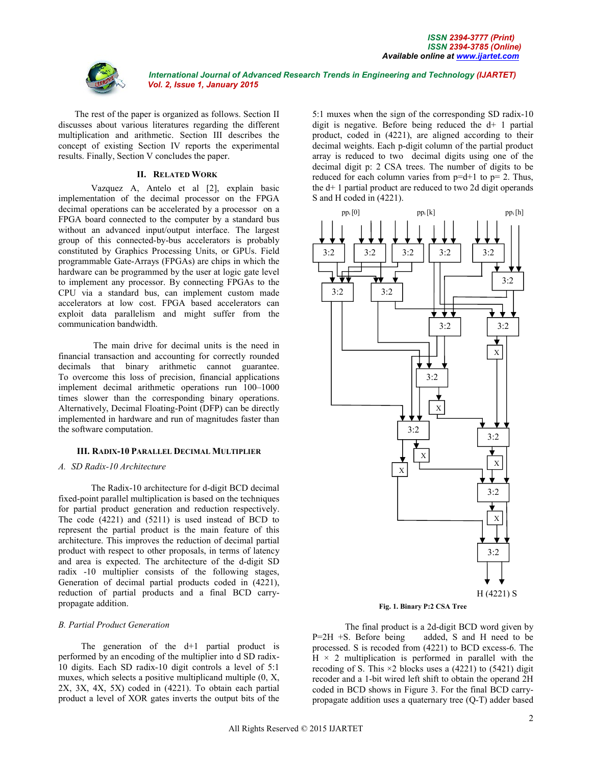The rest of the paper is organized as follows. Section II discusses about various literatures regarding the different multiplication and arithmetic. Section III describes the concept of existing Section IV reports the experimental results. Finally, Section V concludes the paper.

## II. Related Work

Vazquez A, Antelo et al [2], explain basic implementation of the decimal processor on the FPGA decimal operations can be accelerated by a processor on a FPGA board connected to the computer by a standard bus without an advanced input/output interface. The largest group of this connected-by-bus accelerators is probably constituted by Graphics Processing Units, or GPUs. Field programmable Gate-Arrays (FPGAs) are chips in which the hardware can be programmed by the user at logic gate level to implement any processor. By connecting FPGAs to the CPU via a standard bus, can implement custom made accelerators at low cost. FPGA based accelerators can exploit data parallelism and might suffer from the communication bandwidth.

The main drive for decimal units is the need in financial transaction and accounting for correctly rounded decimals that binary arithmetic cannot guarantee. To overcome this loss of precision, financial applications implement decimal arithmetic operations run 100–1000 times slower than the corresponding binary operations. Alternatively, Decimal Floating-Point (DFP) can be directly implemented in hardware and run of magnitudes faster than the software computation.

## III. Radix-10 Parallel Decimal Multiplier

### *A. SD Radix-10 Architecture*

The Radix-10 architecture for d-digit BCD decimal fixed-point parallel multiplication is based on the techniques for partial product generation and reduction respectively. The code (4221) and (5211) is used instead of BCD to represent the partial product is the main feature of this architecture. This improves the reduction of decimal partial product with respect to other proposals, in terms of latency and area is expected. The architecture of the d-digit SD radix -10 multiplier consists of the following stages, Generation of decimal partial products coded in (4221), reduction of partial products and a final BCD carry-propagate addition.

### *B. Partial Product Generation*

The generation of the d+1 partial product is performed by an encoding of the multiplier into d SD radix-10 digits. Each SD radix-10 digit controls a level of 5:1 muxes, which selects a positive multiplicand multiple (0, X, 2X, 3X, 4X, 5X) coded in (4221). To obtain each partial product a level of XOR gates inverts the output bits of the 5:1 muxes when the sign of the corresponding SD radix-10 digit is negative. Before being reduced the d+ 1 partial product, coded in (4221), are aligned according to their decimal weights. Each p-digit column of the partial product array is reduced to two decimal digits using one of the decimal digit p: 2 CSA trees. The number of digits to be reduced for each column varies from p=d+1 to p= 2. Thus, the d+ 1 partial product are reduced to two 2d digit operands S and H coded in (4221).

Fig. 1. Binary P:2 CSA Tree

The final product is a 2d-digit BCD word given by P=2H +S. Before being added, S and H need to be processed. S is recoded from (4221) to BCD excess-6. The H × 2 multiplication is performed in parallel with the recoding of S. This ×2 blocks uses a (4221) to (5421) digit recoder and a 1-bit wired left shift to obtain the operand 2H coded in BCD shows in Figure 3. For the final BCD carry-propagate addition uses a quaternary tree (Q-T) adder based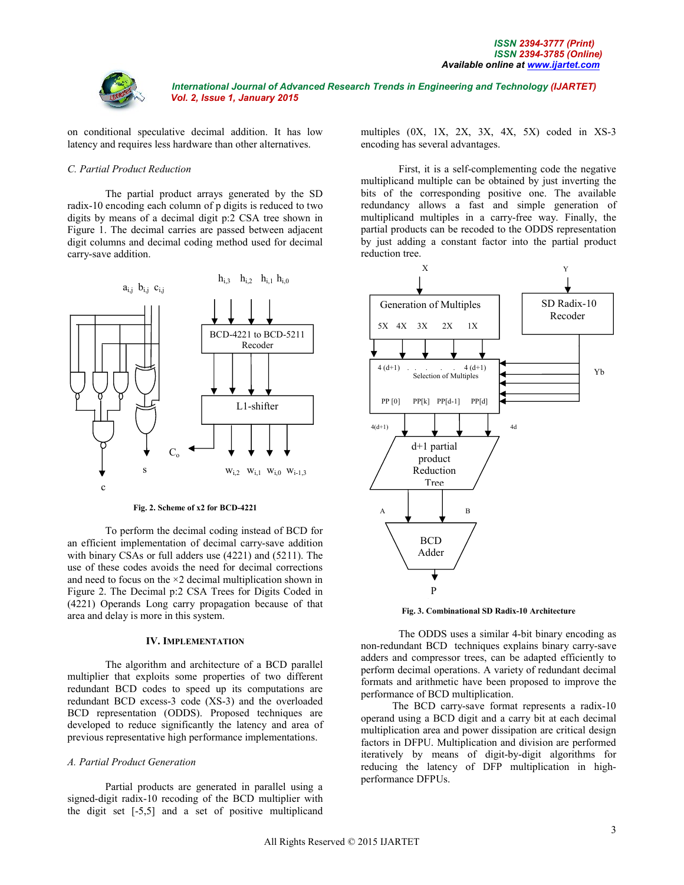on conditional speculative decimal addition. It has low latency and requires less hardware than other alternatives.

*C. Partial Product Reduction*

The partial product arrays generated by the SD radix-10 encoding each column of p digits is reduced to two digits by means of a decimal digit p:2 CSA tree shown in Figure 1. The decimal carries are passed between adjacent digit columns and decimal coding method used for decimal carry-save addition.

**Fig. 2. Scheme of x2 for BCD-4221**

To perform the decimal coding instead of BCD for an efficient implementation of decimal carry-save addition with binary CSAs or full adders use (4221) and (5211). The use of these codes avoids the need for decimal corrections and need to focus on the ×2 decimal multiplication shown in Figure 2. The Decimal p:2 CSA Trees for Digits Coded in (4221) Operands Long carry propagation because of that area and delay is more in this system.

## IV. Implementation

The algorithm and architecture of a BCD parallel multiplier that exploits some properties of two different redundant BCD codes to speed up its computations are redundant BCD excess-3 code (XS-3) and the overloaded BCD representation (ODDS). Proposed techniques are developed to reduce significantly the latency and area of previous representative high performance implementations.

*A. Partial Product Generation*

Partial products are generated in parallel using a signed-digit radix-10 recoding of the BCD multiplier with the digit set [-5,5] and a set of positive multiplicand multiples (0X, 1X, 2X, 3X, 4X, 5X) coded in XS-3 encoding has several advantages.

First, it is a self-complementing code the negative multiplicand multiple can be obtained by just inverting the bits of the corresponding positive one. The available redundancy allows a fast and simple generation of multiplicand multiples in a carry-free way. Finally, the partial products can be recoded to the ODDS representation by just adding a constant factor into the partial product reduction tree.

**Fig. 3. Combinational SD Radix-10 Architecture**

The ODDS uses a similar 4-bit binary encoding as non-redundant BCD techniques explains binary carry-save adders and compressor trees, can be adapted efficiently to perform decimal operations. A variety of redundant decimal formats and arithmetic have been proposed to improve the performance of BCD multiplication.

The BCD carry-save format represents a radix-10 operand using a BCD digit and a carry bit at each decimal multiplication area and power dissipation are critical design factors in DFPU. Multiplication and division are performed iteratively by means of digit-by-digit algorithms for reducing the latency of DFP multiplication in high-performance DFPUs.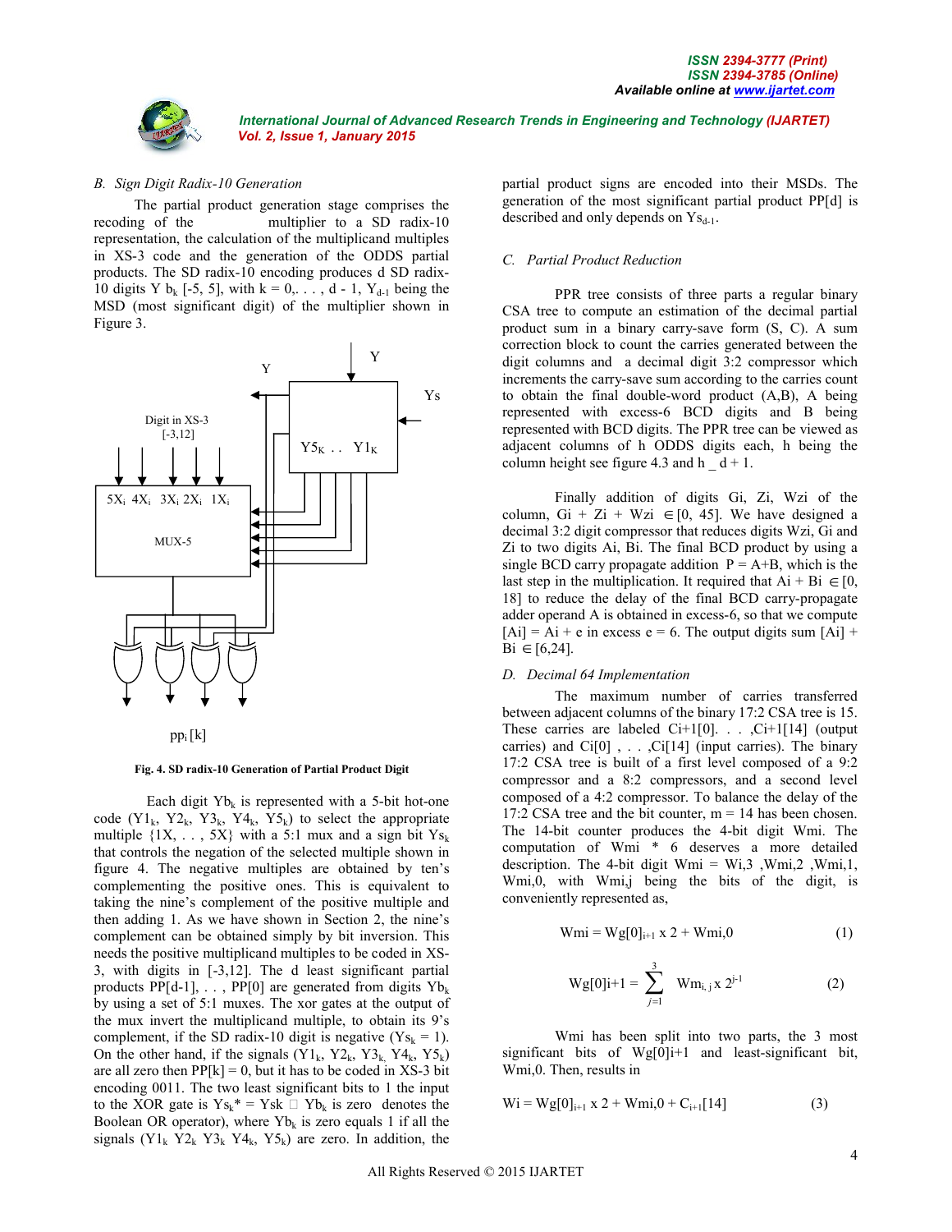### *B. Sign Digit Radix-10 Generation*

The partial product generation stage comprises the recoding of the multiplier to a SD radix-10 representation, the calculation of the multiplicand multiples in XS-3 code and the generation of the ODDS partial products. The SD radix-10 encoding produces d SD radix-10 digits Y $b_k$ [-5, 5], with k = 0,. . . , d - 1, $Y_{d-1}$ being the MSD (most significant digit) of the multiplier shown in Figure 3.

Fig. 4. SD radix-10 Generation of Partial Product Digit

Each digit $Yb_k$ is represented with a 5-bit hot-one code ($Y1_k$, $Y2_k$, $Y3_k$, $Y4_k$, $Y5_k$) to select the appropriate multiple {1X, . . . , 5X} with a 5:1 mux and a sign bit $Ys_k$ that controls the negation of the selected multiple shown in figure 4. The negative multiples are obtained by ten's complementing the positive ones. This is equivalent to taking the nine's complement of the positive multiple and then adding 1. As we have shown in Section 2, the nine's complement can be obtained simply by bit inversion. This needs the positive multiplicand multiples to be coded in XS-3, with digits in [-3,12]. The d least significant partial products PP[d-1], . . . , PP[0] are generated from digits $Yb_k$ by using a set of 5:1 muxes. The xor gates at the output of the mux invert the multiplicand multiple, to obtain its 9's complement, if the SD radix-10 digit is negative ($Ys_k$ = 1). On the other hand, if the signals ($Y1_k$, $Y2_k$, $Y3_k$, $Y4_k$, $Y5_k$) are all zero then PP[k] = 0, but it has to be coded in XS-3 bit encoding 0011. The two least significant bits to 1 the input to the XOR gate is $Ys_k^*$ = Ysk □ $Yb_k$ is zero denotes the Boolean OR operator), where $Yb_k$ is zero equals 1 if all the signals ($Y1_k$ $Y2_k$ $Y3_k$ $Y4_k$, $Y5_k$) are zero. In addition, the partial product signs are encoded into their MSDs. The generation of the most significant partial product PP[d] is described and only depends on $Ys_{d-1}$.

### *C. Partial Product Reduction*

PPR tree consists of three parts a regular binary CSA tree to compute an estimation of the decimal partial product sum in a binary carry-save form (S, C). A sum correction block to count the carries generated between the digit columns and a decimal digit 3:2 compressor which increments the carry-save sum according to the carries count to obtain the final double-word product (A,B), A being represented with excess-6 BCD digits and B being represented with BCD digits. The PPR tree can be viewed as adjacent columns of h ODDS digits each, h being the column height see figure 4.3 and h _ d + 1.

Finally addition of digits Gi, Zi, Wzi of the column, Gi + Zi + Wzi $\in$[0, 45]. We have designed a decimal 3:2 digit compressor that reduces digits Wzi, Gi and Zi to two digits Ai, Bi. The final BCD product by using a single BCD carry propagate addition P = A+B, which is the last step in the multiplication. It required that Ai + Bi $\in$[0, 18] to reduce the delay of the final BCD carry-propagate adder operand A is obtained in excess-6, so that we compute [Ai] = Ai + e in excess e = 6. The output digits sum [Ai] + Bi $\in$[6,24].

### *D. Decimal 64 Implementation*

The maximum number of carries transferred between adjacent columns of the binary 17:2 CSA tree is 15. These carries are labeled Ci+1[0]. . . ,Ci+1[14] (output carries) and Ci[0] , . . . ,Ci[14] (input carries). The binary 17:2 CSA tree is built of a first level composed of a 9:2 compressor and a 8:2 compressors, and a second level composed of a 4:2 compressor. To balance the delay of the 17:2 CSA tree and the bit counter, m = 14 has been chosen. The 14-bit counter produces the 4-bit digit Wmi. The computation of Wmi * 6 deserves a more detailed description. The 4-bit digit Wmi = Wi,3 ,Wmi,2 ,Wmi,1, Wmi,0, with Wmi,j being the bits of the digit, is conveniently represented as,

$$Wmi = Wg[0]_{i+1} \times 2 + Wmi,0 \qquad (1)$$

$$Wg[0]i{+}1 = \sum_{j=1}^{3} Wm_{i,j} \times 2^{j-1} \qquad (2)$$

Wmi has been split into two parts, the 3 most significant bits of Wg[0]i+1 and least-significant bit, Wmi,0. Then, results in

$$Wi = Wg[0]_{i+1} \times 2 + Wmi,0 + C_{i+1}[14] \qquad (3)$$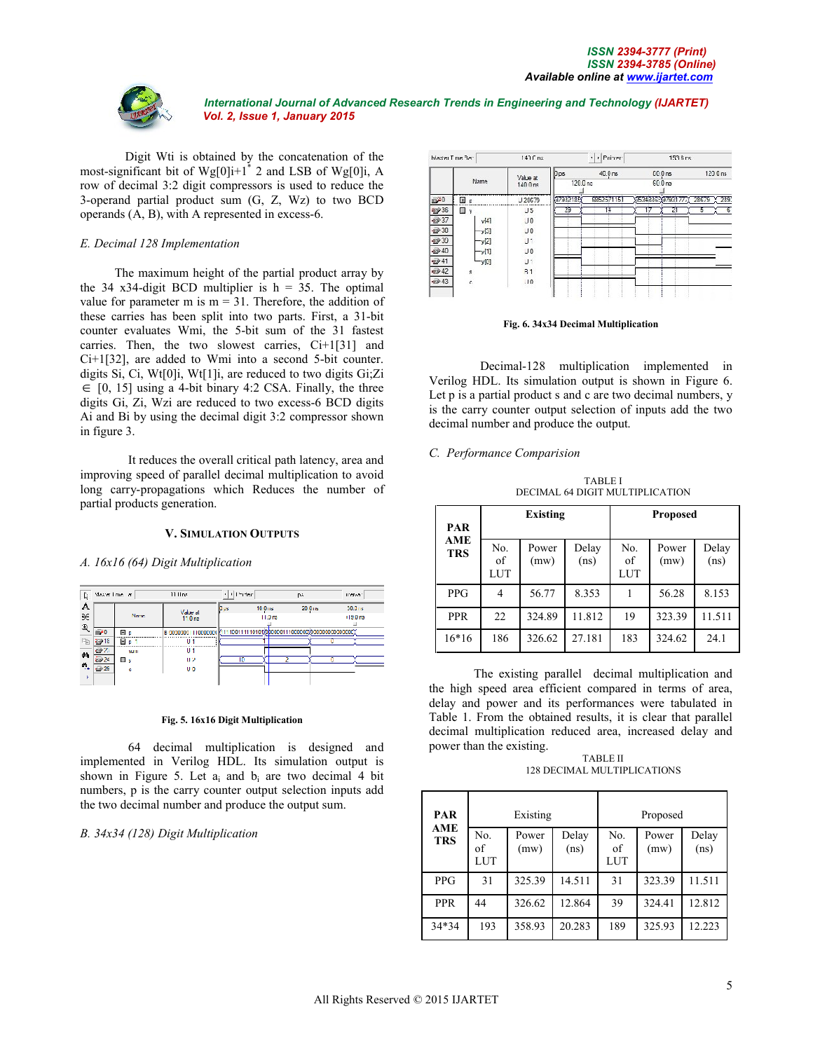Digit Wti is obtained by the concatenation of the most-significant bit of Wg[0]i+1[*] 2 and LSB of Wg[0]i, A row of decimal 3:2 digit compressors is used to reduce the 3-operand partial product sum (G, Z, Wz) to two BCD operands (A, B), with A represented in excess-6.

*E. Decimal 128 Implementation*

The maximum height of the partial product array by the 34 x34-digit BCD multiplier is h = 35. The optimal value for parameter m is m = 31. Therefore, the addition of these carries has been split into two parts. First, a 31-bit counter evaluates Wmi, the 5-bit sum of the 31 fastest carries. Then, the two slowest carries, Ci+1[31] and Ci+1[32], are added to Wmi into a second 5-bit counter. digits Si, Ci, Wt[0]i, Wt[1]i, are reduced to two digits Gi;Zi $\in$ [0, 15] using a 4-bit binary 4:2 CSA. Finally, the three digits Gi, Zi, Wzi are reduced to two excess-6 BCD digits Ai and Bi by using the decimal digit 3:2 compressor shown in figure 3.

It reduces the overall critical path latency, area and improving speed of parallel decimal multiplication to avoid long carry-propagations which Reduces the number of partial products generation.

## V. Simulation Outputs

*A. 16x16 (64) Digit Multiplication*

Fig. 5. 16x16 Digit Multiplication

64 decimal multiplication is designed and implemented in Verilog HDL. Its simulation output is shown in Figure 5. Let $a_i$ and $b_i$ are two decimal 4 bit numbers, p is the carry counter output selection inputs add the two decimal number and produce the output sum.

*B. 34x34 (128) Digit Multiplication*

Fig. 6. 34x34 Decimal Multiplication

Decimal-128 multiplication implemented in Verilog HDL. Its simulation output is shown in Figure 6. Let p is a partial product s and c are two decimal numbers, y is the carry counter output selection of inputs add the two decimal number and produce the output.

*C. Performance Comparision*

TABLE I
DECIMAL 64 DIGIT MULTIPLICATION

| PARAMETRS | Existing | | | Proposed | | |
|---|---|---|---|---|---|---|
| | No. of LUT | Power (mw) | Delay (ns) | No. of LUT | Power (mw) | Delay (ns) |
| PPG | 4 | 56.77 | 8.353 | 1 | 56.28 | 8.153 |
| PPR | 22 | 324.89 | 11.812 | 19 | 323.39 | 11.511 |
| 16*16 | 186 | 326.62 | 27.181 | 183 | 324.62 | 24.1 |

The existing parallel decimal multiplication and the high speed area efficient compared in terms of area, delay and power and its performances were tabulated in Table 1. From the obtained results, it is clear that parallel decimal multiplication reduced area, increased delay and power than the existing.

TABLE II
128 DECIMAL MULTIPLICATIONS

| PARAMETRS | Existing | | | Proposed | | |
|---|---|---|---|---|---|---|
| | No. of LUT | Power (mw) | Delay (ns) | No. of LUT | Power (mw) | Delay (ns) |
| PPG | 31 | 325.39 | 14.511 | 31 | 323.39 | 11.511 |
| PPR | 44 | 326.62 | 12.864 | 39 | 324.41 | 12.812 |
| 34*34 | 193 | 358.93 | 20.283 | 189 | 325.93 | 12.223 |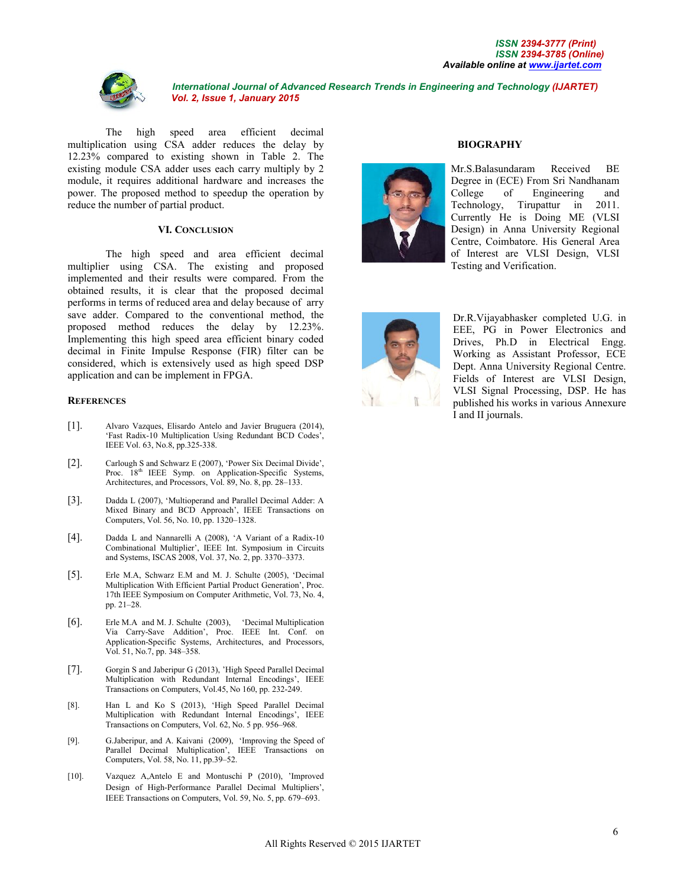The high speed area efficient decimal multiplication using CSA adder reduces the delay by 12.23% compared to existing shown in Table 2. The existing module CSA adder uses each carry multiply by 2 module, it requires additional hardware and increases the power. The proposed method to speedup the operation by reduce the number of partial product.

## VI. CONCLUSION

The high speed and area efficient decimal multiplier using CSA. The existing and proposed implemented and their results were compared. From the obtained results, it is clear that the proposed decimal performs in terms of reduced area and delay because of arry save adder. Compared to the conventional method, the proposed method reduces the delay by 12.23%. Implementing this high speed area efficient binary coded decimal in Finite Impulse Response (FIR) filter can be considered, which is extensively used as high speed DSP application and can be implement in FPGA.

## REFERENCES

[1]. Alvaro Vazques, Elisardo Antelo and Javier Bruguera (2014), 'Fast Radix-10 Multiplication Using Redundant BCD Codes', IEEE Vol. 63, No.8, pp.325-338.

[2]. Carlough S and Schwarz E (2007), 'Power Six Decimal Divide', Proc. 18th IEEE Symp. on Application-Specific Systems, Architectures, and Processors, Vol. 89, No. 8, pp. 28–133.

[3]. Dadda L (2007), 'Multioperand and Parallel Decimal Adder: A Mixed Binary and BCD Approach', IEEE Transactions on Computers, Vol. 56, No. 10, pp. 1320–1328.

[4]. Dadda L and Nannarelli A (2008), 'A Variant of a Radix-10 Combinational Multiplier', IEEE Int. Symposium in Circuits and Systems, ISCAS 2008, Vol. 37, No. 2, pp. 3370–3373.

[5]. Erle M.A, Schwarz E.M and M. J. Schulte (2005), 'Decimal Multiplication With Efficient Partial Product Generation', Proc. 17th IEEE Symposium on Computer Arithmetic, Vol. 73, No. 4, pp. 21–28.

[6]. Erle M.A and M. J. Schulte (2003), 'Decimal Multiplication Via Carry-Save Addition', Proc. IEEE Int. Conf. on Application-Specific Systems, Architectures, and Processors, Vol. 51, No.7, pp. 348–358.

[7]. Gorgin S and Jaberipur G (2013), 'High Speed Parallel Decimal Multiplication with Redundant Internal Encodings', IEEE Transactions on Computers, Vol.45, No 160, pp. 232-249.

[8]. Han L and Ko S (2013), 'High Speed Parallel Decimal Multiplication with Redundant Internal Encodings', IEEE Transactions on Computers, Vol. 62, No. 5 pp. 956–968.

[9]. G.Jaberipur, and A. Kaivani (2009), 'Improving the Speed of Parallel Decimal Multiplication', IEEE Transactions on Computers, Vol. 58, No. 11, pp.39–52.

[10]. Vazquez A,Antelo E and Montuschi P (2010), 'Improved Design of High-Performance Parallel Decimal Multipliers', IEEE Transactions on Computers, Vol. 59, No. 5, pp. 679–693.

## BIOGRAPHY

Mr.S.Balasundaram Received BE Degree in (ECE) From Sri Nandhanam College of Engineering and Technology, Tirupattur in 2011. Currently He is Doing ME (VLSI Design) in Anna University Regional Centre, Coimbatore. His General Area of Interest are VLSI Design, VLSI Testing and Verification.

Dr.R.Vijayabhasker completed U.G. in EEE, PG in Power Electronics and Drives, Ph.D in Electrical Engg. Working as Assistant Professor, ECE Dept. Anna University Regional Centre. Fields of Interest are VLSI Design, VLSI Signal Processing, DSP. He has published his works in various Annexure I and II journals.